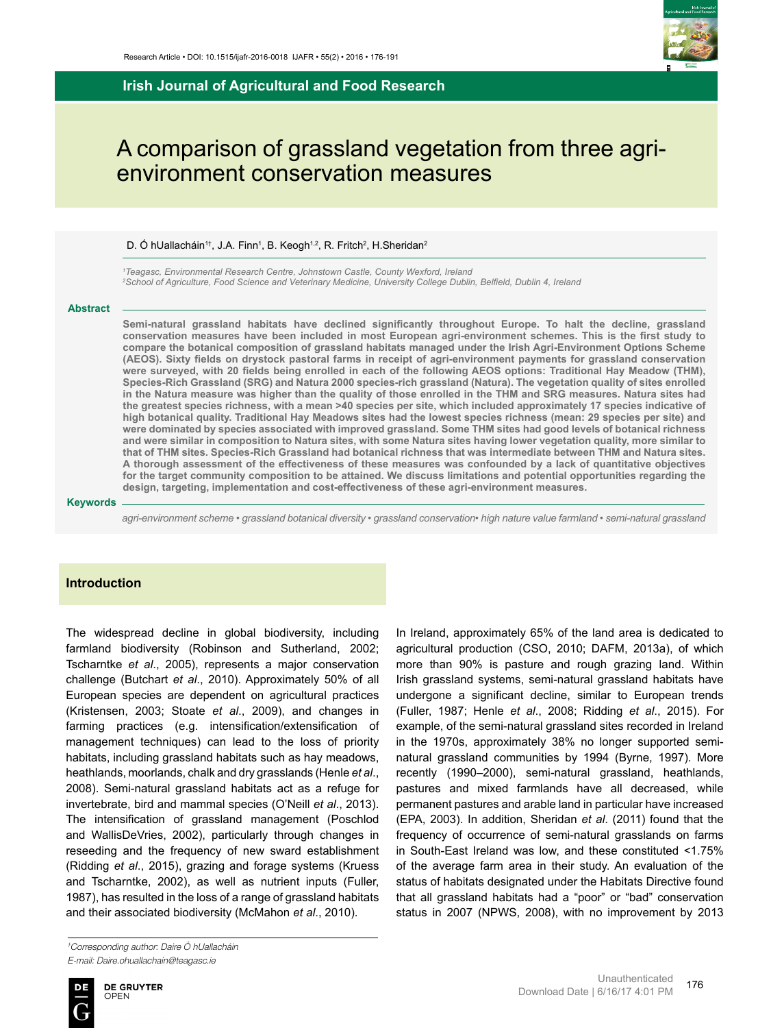Research Article • DOI: 10.1515/ijafr-2016-0018 IJAFR • 55(2) • 2016 • 176-191

**Irish Journal of Agricultural and Food Research**

# A comparison of grassland vegetation from three agri-environment conservation measures

D. Ó hUallacháin[1†], J.A. Finn[1], B. Keogh[1,2], R. Fritch[2], H.Sheridan[2]

*[1]Teagasc, Environmental Research Centre, Johnstown Castle, County Wexford, Ireland*
*[2]School of Agriculture, Food Science and Veterinary Medicine, University College Dublin, Belfield, Dublin 4, Ireland*

## Abstract

**Semi-natural grassland habitats have declined significantly throughout Europe. To halt the decline, grassland conservation measures have been included in most European agri-environment schemes. This is the first study to compare the botanical composition of grassland habitats managed under the Irish Agri-Environment Options Scheme (AEOS). Sixty fields on drystock pastoral farms in receipt of agri-environment payments for grassland conservation were surveyed, with 20 fields being enrolled in each of the following AEOS options: Traditional Hay Meadow (THM), Species-Rich Grassland (SRG) and Natura 2000 species-rich grassland (Natura). The vegetation quality of sites enrolled in the Natura measure was higher than the quality of those enrolled in the THM and SRG measures. Natura sites had the greatest species richness, with a mean >40 species per site, which included approximately 17 species indicative of high botanical quality. Traditional Hay Meadows sites had the lowest species richness (mean: 29 species per site) and were dominated by species associated with improved grassland. Some THM sites had good levels of botanical richness and were similar in composition to Natura sites, with some Natura sites having lower vegetation quality, more similar to that of THM sites. Species-Rich Grassland had botanical richness that was intermediate between THM and Natura sites. A thorough assessment of the effectiveness of these measures was confounded by a lack of quantitative objectives for the target community composition to be attained. We discuss limitations and potential opportunities regarding the design, targeting, implementation and cost-effectiveness of these agri-environment measures.**

## Keywords

*agri-environment scheme • grassland botanical diversity • grassland conservation• high nature value farmland • semi-natural grassland*

## Introduction

The widespread decline in global biodiversity, including farmland biodiversity (Robinson and Sutherland, 2002; Tscharntke *et al*., 2005), represents a major conservation challenge (Butchart *et al*., 2010). Approximately 50% of all European species are dependent on agricultural practices (Kristensen, 2003; Stoate *et al*., 2009), and changes in farming practices (e.g. intensification/extensification of management techniques) can lead to the loss of priority habitats, including grassland habitats such as hay meadows, heathlands, moorlands, chalk and dry grasslands (Henle *et al*., 2008). Semi-natural grassland habitats act as a refuge for invertebrate, bird and mammal species (O'Neill *et al*., 2013). The intensification of grassland management (Poschlod and WallisDeVries, 2002), particularly through changes in reseeding and the frequency of new sward establishment (Ridding *et al*., 2015), grazing and forage systems (Kruess and Tscharntke, 2002), as well as nutrient inputs (Fuller, 1987), has resulted in the loss of a range of grassland habitats and their associated biodiversity (McMahon *et al*., 2010).

In Ireland, approximately 65% of the land area is dedicated to agricultural production (CSO, 2010; DAFM, 2013a), of which more than 90% is pasture and rough grazing land. Within Irish grassland systems, semi-natural grassland habitats have undergone a significant decline, similar to European trends (Fuller, 1987; Henle *et al*., 2008; Ridding *et al*., 2015). For example, of the semi-natural grassland sites recorded in Ireland in the 1970s, approximately 38% no longer supported semi-natural grassland communities by 1994 (Byrne, 1997). More recently (1990–2000), semi-natural grassland, heathlands, pastures and mixed farmlands have all decreased, while permanent pastures and arable land in particular have increased (EPA, 2003). In addition, Sheridan *et al*. (2011) found that the frequency of occurrence of semi-natural grasslands on farms in South-East Ireland was low, and these constituted <1.75% of the average farm area in their study. An evaluation of the status of habitats designated under the Habitats Directive found that all grassland habitats had a "poor" or "bad" conservation status in 2007 (NPWS, 2008), with no improvement by 2013

---

*[†]Corresponding author: Daire Ó hUallacháin*
*E-mail: Daire.ohuallachain@teagasc.ie*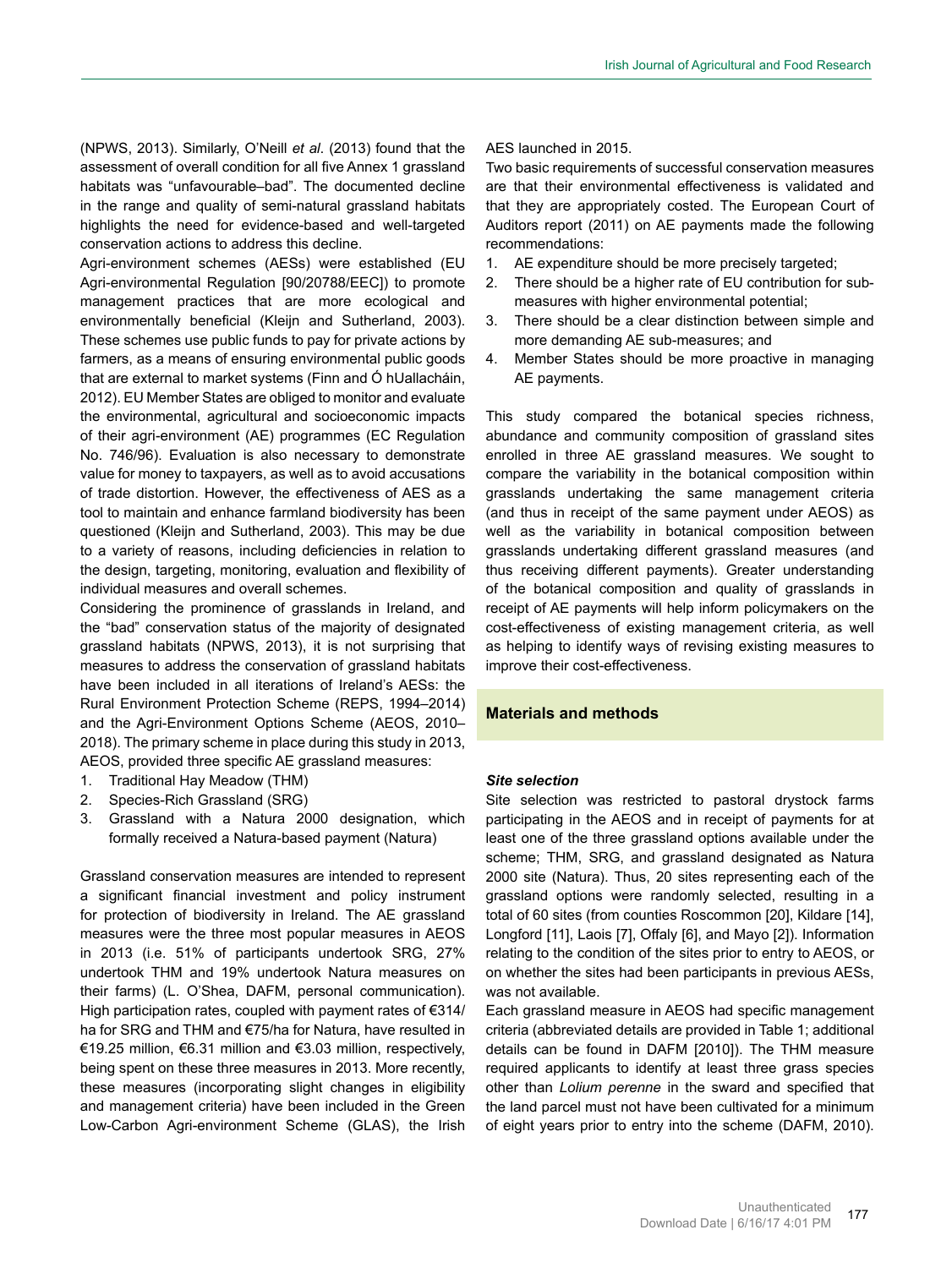(NPWS, 2013). Similarly, O'Neill *et al*. (2013) found that the assessment of overall condition for all five Annex 1 grassland habitats was "unfavourable–bad". The documented decline in the range and quality of semi-natural grassland habitats highlights the need for evidence-based and well-targeted conservation actions to address this decline.

Agri-environment schemes (AESs) were established (EU Agri-environmental Regulation [90/20788/EEC]) to promote management practices that are more ecological and environmentally beneficial (Kleijn and Sutherland, 2003). These schemes use public funds to pay for private actions by farmers, as a means of ensuring environmental public goods that are external to market systems (Finn and Ó hUallacháin, 2012). EU Member States are obliged to monitor and evaluate the environmental, agricultural and socioeconomic impacts of their agri-environment (AE) programmes (EC Regulation No. 746/96). Evaluation is also necessary to demonstrate value for money to taxpayers, as well as to avoid accusations of trade distortion. However, the effectiveness of AES as a tool to maintain and enhance farmland biodiversity has been questioned (Kleijn and Sutherland, 2003). This may be due to a variety of reasons, including deficiencies in relation to the design, targeting, monitoring, evaluation and flexibility of individual measures and overall schemes.

Considering the prominence of grasslands in Ireland, and the "bad" conservation status of the majority of designated grassland habitats (NPWS, 2013), it is not surprising that measures to address the conservation of grassland habitats have been included in all iterations of Ireland's AESs: the Rural Environment Protection Scheme (REPS, 1994–2014) and the Agri-Environment Options Scheme (AEOS, 2010–2018). The primary scheme in place during this study in 2013, AEOS, provided three specific AE grassland measures:

1. Traditional Hay Meadow (THM)
2. Species-Rich Grassland (SRG)
3. Grassland with a Natura 2000 designation, which formally received a Natura-based payment (Natura)

Grassland conservation measures are intended to represent a significant financial investment and policy instrument for protection of biodiversity in Ireland. The AE grassland measures were the three most popular measures in AEOS in 2013 (i.e. 51% of participants undertook SRG, 27% undertook THM and 19% undertook Natura measures on their farms) (L. O'Shea, DAFM, personal communication). High participation rates, coupled with payment rates of €314/ha for SRG and THM and €75/ha for Natura, have resulted in €19.25 million, €6.31 million and €3.03 million, respectively, being spent on these three measures in 2013. More recently, these measures (incorporating slight changes in eligibility and management criteria) have been included in the Green Low-Carbon Agri-environment Scheme (GLAS), the Irish AES launched in 2015.

Two basic requirements of successful conservation measures are that their environmental effectiveness is validated and that they are appropriately costed. The European Court of Auditors report (2011) on AE payments made the following recommendations:

1. AE expenditure should be more precisely targeted;
2. There should be a higher rate of EU contribution for sub-measures with higher environmental potential;
3. There should be a clear distinction between simple and more demanding AE sub-measures; and
4. Member States should be more proactive in managing AE payments.

This study compared the botanical species richness, abundance and community composition of grassland sites enrolled in three AE grassland measures. We sought to compare the variability in the botanical composition within grasslands undertaking the same management criteria (and thus in receipt of the same payment under AEOS) as well as the variability in botanical composition between grasslands undertaking different grassland measures (and thus receiving different payments). Greater understanding of the botanical composition and quality of grasslands in receipt of AE payments will help inform policymakers on the cost-effectiveness of existing management criteria, as well as helping to identify ways of revising existing measures to improve their cost-effectiveness.

## Materials and methods

### *Site selection*

Site selection was restricted to pastoral drystock farms participating in the AEOS and in receipt of payments for at least one of the three grassland options available under the scheme; THM, SRG, and grassland designated as Natura 2000 site (Natura). Thus, 20 sites representing each of the grassland options were randomly selected, resulting in a total of 60 sites (from counties Roscommon [20], Kildare [14], Longford [11], Laois [7], Offaly [6], and Mayo [2]). Information relating to the condition of the sites prior to entry to AEOS, or on whether the sites had been participants in previous AESs, was not available.

Each grassland measure in AEOS had specific management criteria (abbreviated details are provided in Table 1; additional details can be found in DAFM [2010]). The THM measure required applicants to identify at least three grass species other than *Lolium perenne* in the sward and specified that the land parcel must not have been cultivated for a minimum of eight years prior to entry into the scheme (DAFM, 2010).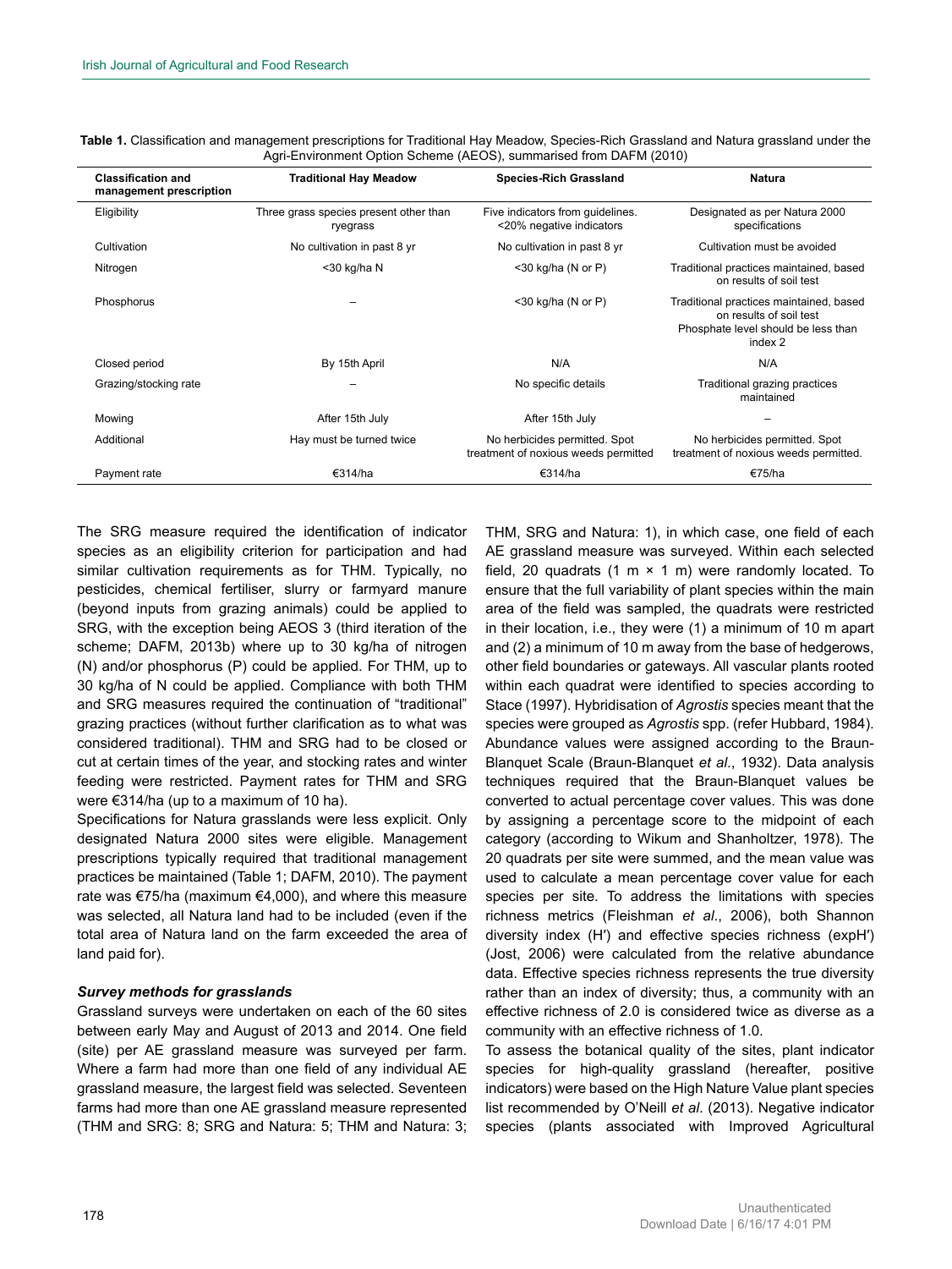**Table 1.** Classification and management prescriptions for Traditional Hay Meadow, Species-Rich Grassland and Natura grassland under the Agri-Environment Option Scheme (AEOS), summarised from DAFM (2010)

| Classification and management prescription | Traditional Hay Meadow | Species-Rich Grassland | Natura |
|---|---|---|---|
| Eligibility | Three grass species present other than ryegrass | Five indicators from guidelines. <20% negative indicators | Designated as per Natura 2000 specifications |
| Cultivation | No cultivation in past 8 yr | No cultivation in past 8 yr | Cultivation must be avoided |
| Nitrogen | <30 kg/ha N | <30 kg/ha (N or P) | Traditional practices maintained, based on results of soil test |
| Phosphorus | – | <30 kg/ha (N or P) | Traditional practices maintained, based on results of soil test Phosphate level should be less than index 2 |
| Closed period | By 15th April | N/A | N/A |
| Grazing/stocking rate | – | No specific details | Traditional grazing practices maintained |
| Mowing | After 15th July | After 15th July | – |
| Additional | Hay must be turned twice | No herbicides permitted. Spot treatment of noxious weeds permitted | No herbicides permitted. Spot treatment of noxious weeds permitted. |
| Payment rate | €314/ha | €314/ha | €75/ha |

The SRG measure required the identification of indicator species as an eligibility criterion for participation and had similar cultivation requirements as for THM. Typically, no pesticides, chemical fertiliser, slurry or farmyard manure (beyond inputs from grazing animals) could be applied to SRG, with the exception being AEOS 3 (third iteration of the scheme; DAFM, 2013b) where up to 30 kg/ha of nitrogen (N) and/or phosphorus (P) could be applied. For THM, up to 30 kg/ha of N could be applied. Compliance with both THM and SRG measures required the continuation of "traditional" grazing practices (without further clarification as to what was considered traditional). THM and SRG had to be closed or cut at certain times of the year, and stocking rates and winter feeding were restricted. Payment rates for THM and SRG were €314/ha (up to a maximum of 10 ha).

Specifications for Natura grasslands were less explicit. Only designated Natura 2000 sites were eligible. Management prescriptions typically required that traditional management practices be maintained (Table 1; DAFM, 2010). The payment rate was €75/ha (maximum €4,000), and where this measure was selected, all Natura land had to be included (even if the total area of Natura land on the farm exceeded the area of land paid for).

### *Survey methods for grasslands*

Grassland surveys were undertaken on each of the 60 sites between early May and August of 2013 and 2014. One field (site) per AE grassland measure was surveyed per farm. Where a farm had more than one field of any individual AE grassland measure, the largest field was selected. Seventeen farms had more than one AE grassland measure represented (THM and SRG: 8; SRG and Natura: 5; THM and Natura: 3; THM, SRG and Natura: 1), in which case, one field of each AE grassland measure was surveyed. Within each selected field, 20 quadrats (1 m × 1 m) were randomly located. To ensure that the full variability of plant species within the main area of the field was sampled, the quadrats were restricted in their location, i.e., they were (1) a minimum of 10 m apart and (2) a minimum of 10 m away from the base of hedgerows, other field boundaries or gateways. All vascular plants rooted within each quadrat were identified to species according to Stace (1997). Hybridisation of *Agrostis* species meant that the species were grouped as *Agrostis* spp. (refer Hubbard, 1984). Abundance values were assigned according to the Braun-Blanquet Scale (Braun-Blanquet *et al*., 1932). Data analysis techniques required that the Braun-Blanquet values be converted to actual percentage cover values. This was done by assigning a percentage score to the midpoint of each category (according to Wikum and Shanholtzer, 1978). The 20 quadrats per site were summed, and the mean value was used to calculate a mean percentage cover value for each species per site. To address the limitations with species richness metrics (Fleishman *et al*., 2006), both Shannon diversity index (H′) and effective species richness (expH′) (Jost, 2006) were calculated from the relative abundance data. Effective species richness represents the true diversity rather than an index of diversity; thus, a community with an effective richness of 2.0 is considered twice as diverse as a community with an effective richness of 1.0.

To assess the botanical quality of the sites, plant indicator species for high-quality grassland (hereafter, positive indicators) were based on the High Nature Value plant species list recommended by O'Neill *et al*. (2013). Negative indicator species (plants associated with Improved Agricultural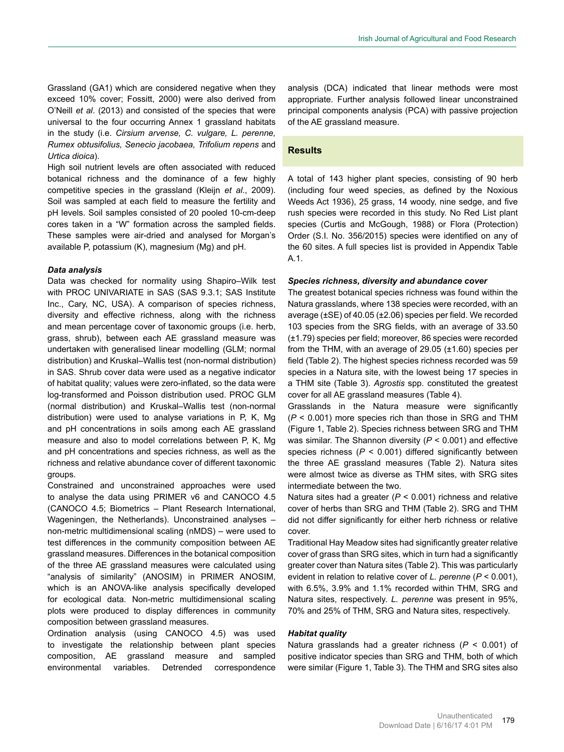Grassland (GA1) which are considered negative when they exceed 10% cover; Fossitt, 2000) were also derived from O'Neill *et al*. (2013) and consisted of the species that were universal to the four occurring Annex 1 grassland habitats in the study (i.e. *Cirsium arvense, C. vulgare, L. perenne, Rumex obtusifolius, Senecio jacobaea, Trifolium repens* and *Urtica dioica*).

High soil nutrient levels are often associated with reduced botanical richness and the dominance of a few highly competitive species in the grassland (Kleijn *et al*., 2009). Soil was sampled at each field to measure the fertility and pH levels. Soil samples consisted of 20 pooled 10-cm-deep cores taken in a "W" formation across the sampled fields. These samples were air-dried and analysed for Morgan's available P, potassium (K), magnesium (Mg) and pH.

***Data analysis***

Data was checked for normality using Shapiro–Wilk test with PROC UNIVARIATE in SAS (SAS 9.3.1; SAS Institute Inc., Cary, NC, USA). A comparison of species richness, diversity and effective richness, along with the richness and mean percentage cover of taxonomic groups (i.e. herb, grass, shrub), between each AE grassland measure was undertaken with generalised linear modelling (GLM; normal distribution) and Kruskal–Wallis test (non-normal distribution) in SAS. Shrub cover data were used as a negative indicator of habitat quality; values were zero-inflated, so the data were log-transformed and Poisson distribution used. PROC GLM (normal distribution) and Kruskal–Wallis test (non-normal distribution) were used to analyse variations in P, K, Mg and pH concentrations in soils among each AE grassland measure and also to model correlations between P, K, Mg and pH concentrations and species richness, as well as the richness and relative abundance cover of different taxonomic groups.

Constrained and unconstrained approaches were used to analyse the data using PRIMER v6 and CANOCO 4.5 (CANOCO 4.5; Biometrics – Plant Research International, Wageningen, the Netherlands). Unconstrained analyses – non-metric multidimensional scaling (nMDS) – were used to test differences in the community composition between AE grassland measures. Differences in the botanical composition of the three AE grassland measures were calculated using "analysis of similarity" (ANOSIM) in PRIMER ANOSIM, which is an ANOVA-like analysis specifically developed for ecological data. Non-metric multidimensional scaling plots were produced to display differences in community composition between grassland measures.

Ordination analysis (using CANOCO 4.5) was used to investigate the relationship between plant species composition, AE grassland measure and sampled environmental variables. Detrended correspondence analysis (DCA) indicated that linear methods were most appropriate. Further analysis followed linear unconstrained principal components analysis (PCA) with passive projection of the AE grassland measure.

## Results

A total of 143 higher plant species, consisting of 90 herb (including four weed species, as defined by the Noxious Weeds Act 1936), 25 grass, 14 woody, nine sedge, and five rush species were recorded in this study. No Red List plant species (Curtis and McGough, 1988) or Flora (Protection) Order (S.I. No. 356/2015) species were identified on any of the 60 sites. A full species list is provided in Appendix Table A.1.

***Species richness, diversity and abundance cover***

The greatest botanical species richness was found within the Natura grasslands, where 138 species were recorded, with an average (±SE) of 40.05 (±2.06) species per field. We recorded 103 species from the SRG fields, with an average of 33.50 (±1.79) species per field; moreover, 86 species were recorded from the THM, with an average of 29.05 (±1.60) species per field (Table 2). The highest species richness recorded was 59 species in a Natura site, with the lowest being 17 species in a THM site (Table 3). *Agrostis* spp. constituted the greatest cover for all AE grassland measures (Table 4).

Grasslands in the Natura measure were significantly ($P < 0.001$) more species rich than those in SRG and THM (Figure 1, Table 2). Species richness between SRG and THM was similar. The Shannon diversity ($P < 0.001$) and effective species richness ($P < 0.001$) differed significantly between the three AE grassland measures (Table 2). Natura sites were almost twice as diverse as THM sites, with SRG sites intermediate between the two.

Natura sites had a greater ($P < 0.001$) richness and relative cover of herbs than SRG and THM (Table 2). SRG and THM did not differ significantly for either herb richness or relative cover.

Traditional Hay Meadow sites had significantly greater relative cover of grass than SRG sites, which in turn had a significantly greater cover than Natura sites (Table 2). This was particularly evident in relation to relative cover of *L. perenne* ($P < 0.001$), with 6.5%, 3.9% and 1.1% recorded within THM, SRG and Natura sites, respectively. *L. perenne* was present in 95%, 70% and 25% of THM, SRG and Natura sites, respectively.

***Habitat quality***

Natura grasslands had a greater richness ($P < 0.001$) of positive indicator species than SRG and THM, both of which were similar (Figure 1, Table 3). The THM and SRG sites also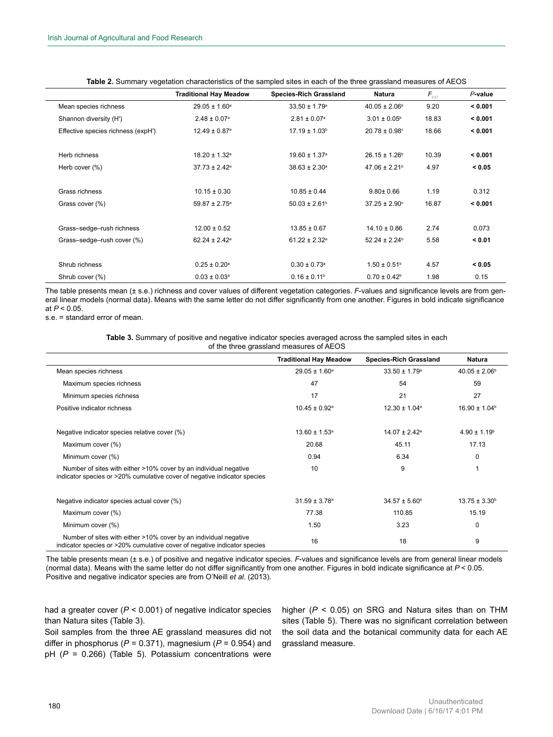**Table 2.** Summary vegetation characteristics of the sampled sites in each of the three grassland measures of AEOS

| | Traditional Hay Meadow | Species-Rich Grassland | Natura | $F_{2,57}$ | *P*-value |
|---|---|---|---|---|---|
| Mean species richness | 29.05 ± 1.60[a] | 33.50 ± 1.79[a] | 40.05 ± 2.06[b] | 9.20 | **< 0.001** |
| Shannon diversity (H′) | 2.48 ± 0.07[a] | 2.81 ± 0.07[a] | 3.01 ± 0.05[b] | 18.83 | **< 0.001** |
| Effective species richness (expH′) | 12.49 ± 0.87[a] | 17.19 ± 1.03[b] | 20.78 ± 0.98[c] | 18.66 | **< 0.001** |
| | | | | | |
| Herb richness | 18.20 ± 1.32[a] | 19.60 ± 1.37[a] | 26.15 ± 1.26[b] | 10.39 | **< 0.001** |
| Herb cover (%) | 37.73 ± 2.42[a] | 38.63 ± 2.30[a] | 47.06 ± 2.21[b] | 4.97 | **< 0.05** |
| | | | | | |
| Grass richness | 10.15 ± 0.30 | 10.85 ± 0.44 | 9.80± 0.66 | 1.19 | 0.312 |
| Grass cover (%) | 59.87 ± 2.75[a] | 50.03 ± 2.61[b] | 37.25 ± 2.90[c] | 16.87 | **< 0.001** |
| | | | | | |
| Grass–sedge–rush richness | 12.00 ± 0.52 | 13.85 ± 0.67 | 14.10 ± 0.86 | 2.74 | 0.073 |
| Grass–sedge–rush cover (%) | 62.24 ± 2.42[a] | 61.22 ± 2.32[a] | 52.24 ± 2.24[b] | 5.58 | **< 0.01** |
| | | | | | |
| Shrub richness | 0.25 ± 0.20[a] | 0.30 ± 0.73[a] | 1.50 ± 0.51[b] | 4.57 | **< 0.05** |
| Shrub cover (%) | 0.03 ± 0.03[a] | 0.16 ± 0.11[b] | 0.70 ± 0.42[b] | 1.98 | 0.15 |

The table presents mean (± s.e.) richness and cover values of different vegetation categories. *F*-values and significance levels are from general linear models (normal data). Means with the same letter do not differ significantly from one another. Figures in bold indicate significance at $P < 0.05$.
s.e. = standard error of mean.

**Table 3.** Summary of positive and negative indicator species averaged across the sampled sites in each of the three grassland measures of AEOS

| | Traditional Hay Meadow | Species-Rich Grassland | Natura |
|---|---|---|---|
| Mean species richness | 29.05 ± 1.60[a] | 33.50 ± 1.79[a] | 40.05 ± 2.06[b] |
| Maximum species richness | 47 | 54 | 59 |
| Minimum species richness | 17 | 21 | 27 |
| Positive indicator richness | 10.45 ± 0.92[a] | 12.30 ± 1.04[a] | 16.90 ± 1.04[b] |
| | | | |
| Negative indicator species relative cover (%) | 13.60 ± 1.53[a] | 14.07 ± 2.42[a] | 4.90 ± 1.19[b] |
| Maximum cover (%) | 20.68 | 45.11 | 17.13 |
| Minimum cover (%) | 0.94 | 6.34 | 0 |
| Number of sites with either >10% cover by an individual negative indicator species or >20% cumulative cover of negative indicator species | 10 | 9 | 1 |
| | | | |
| Negative indicator species actual cover (%) | 31.59 ± 3.78[a] | 34.57 ± 5.60[a] | 13.75 ± 3.30[b] |
| Maximum cover (%) | 77.38 | 110.85 | 15.19 |
| Minimum cover (%) | 1.50 | 3.23 | 0 |
| Number of sites with either >10% cover by an individual negative indicator species or >20% cumulative cover of negative indicator species | 16 | 18 | 9 |

The table presents mean (± s.e.) of positive and negative indicator species. *F*-values and significance levels are from general linear models (normal data). Means with the same letter do not differ significantly from one another. Figures in bold indicate significance at $P < 0.05$. Positive and negative indicator species are from O'Neill *et al*. (2013).

had a greater cover ($P < 0.001$) of negative indicator species than Natura sites (Table 3).

Soil samples from the three AE grassland measures did not differ in phosphorus ($P = 0.371$), magnesium ($P = 0.954$) and pH ($P = 0.266$) (Table 5). Potassium concentrations were higher ($P < 0.05$) on SRG and Natura sites than on THM sites (Table 5). There was no significant correlation between the soil data and the botanical community data for each AE grassland measure.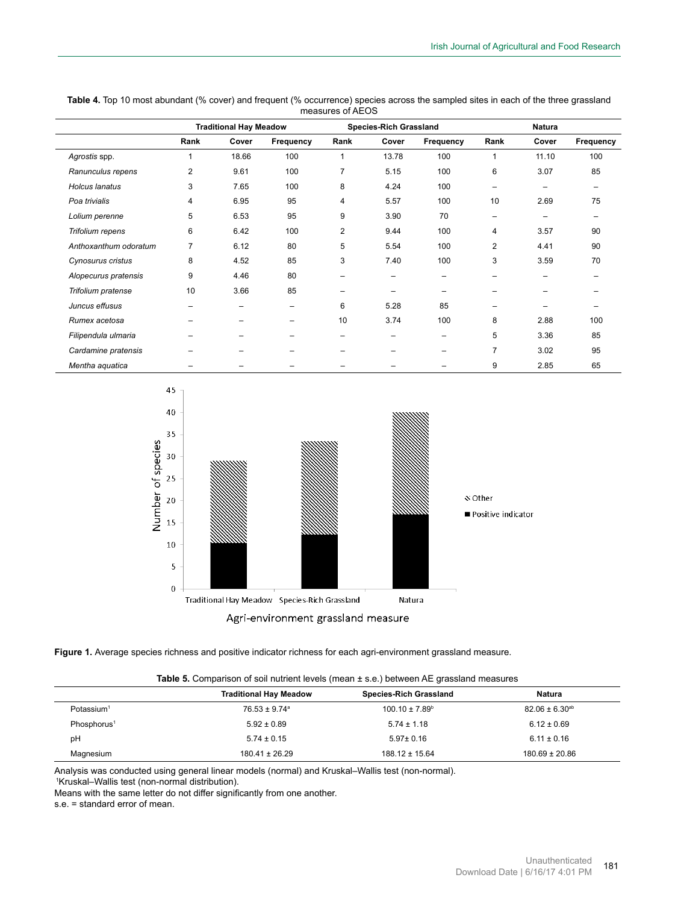**Table 4.** Top 10 most abundant (% cover) and frequent (% occurrence) species across the sampled sites in each of the three grassland measures of AEOS

| | Traditional Hay Meadow | | | Species-Rich Grassland | | | Natura | | |
|---|---|---|---|---|---|---|---|---|---|
| | Rank | Cover | Frequency | Rank | Cover | Frequency | Rank | Cover | Frequency |
| *Agrostis* spp. | 1 | 18.66 | 100 | 1 | 13.78 | 100 | 1 | 11.10 | 100 |
| *Ranunculus repens* | 2 | 9.61 | 100 | 7 | 5.15 | 100 | 6 | 3.07 | 85 |
| *Holcus lanatus* | 3 | 7.65 | 100 | 8 | 4.24 | 100 | – | – | – |
| *Poa trivialis* | 4 | 6.95 | 95 | 4 | 5.57 | 100 | 10 | 2.69 | 75 |
| *Lolium perenne* | 5 | 6.53 | 95 | 9 | 3.90 | 70 | – | – | – |
| *Trifolium repens* | 6 | 6.42 | 100 | 2 | 9.44 | 100 | 4 | 3.57 | 90 |
| *Anthoxanthum odoratum* | 7 | 6.12 | 80 | 5 | 5.54 | 100 | 2 | 4.41 | 90 |
| *Cynosurus cristus* | 8 | 4.52 | 85 | 3 | 7.40 | 100 | 3 | 3.59 | 70 |
| *Alopecurus pratensis* | 9 | 4.46 | 80 | – | – | – | – | – | – |
| *Trifolium pratense* | 10 | 3.66 | 85 | – | – | – | – | – | – |
| *Juncus effusus* | – | – | – | 6 | 5.28 | 85 | – | – | – |
| *Rumex acetosa* | – | – | – | 10 | 3.74 | 100 | 8 | 2.88 | 100 |
| *Filipendula ulmaria* | – | – | – | – | – | – | 5 | 3.36 | 85 |
| *Cardamine pratensis* | – | – | – | – | – | – | 7 | 3.02 | 95 |
| *Mentha aquatica* | – | – | – | – | – | – | 9 | 2.85 | 65 |

**Figure 1.** Average species richness and positive indicator richness for each agri-environment grassland measure.

**Table 5.** Comparison of soil nutrient levels (mean ± s.e.) between AE grassland measures

| | Traditional Hay Meadow | Species-Rich Grassland | Natura |
|---|---|---|---|
| Potassium[1] | 76.53 ± 9.74[a] | 100.10 ± 7.89[b] | 82.06 ± 6.30[ab] |
| Phosphorus[1] | 5.92 ± 0.89 | 5.74 ± 1.18 | 6.12 ± 0.69 |
| pH | 5.74 ± 0.15 | 5.97± 0.16 | 6.11 ± 0.16 |
| Magnesium | 180.41 ± 26.29 | 188.12 ± 15.64 | 180.69 ± 20.86 |

Analysis was conducted using general linear models (normal) and Kruskal–Wallis test (non-normal).
[1]Kruskal–Wallis test (non-normal distribution).
Means with the same letter do not differ significantly from one another.
s.e. = standard error of mean.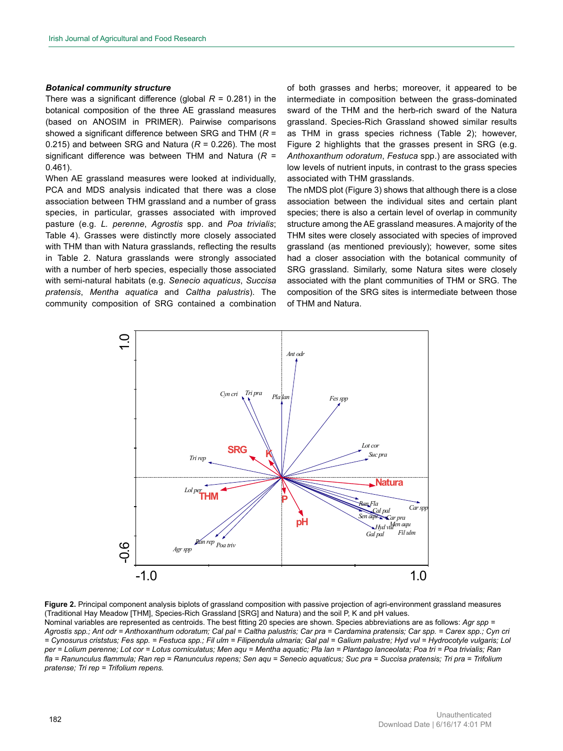### *Botanical community structure*

There was a significant difference (global *R* = 0.281) in the botanical composition of the three AE grassland measures (based on ANOSIM in PRIMER). Pairwise comparisons showed a significant difference between SRG and THM (*R* = 0.215) and between SRG and Natura (*R* = 0.226). The most significant difference was between THM and Natura (*R* = 0.461).

When AE grassland measures were looked at individually, PCA and MDS analysis indicated that there was a close association between THM grassland and a number of grass species, in particular, grasses associated with improved pasture (e.g. *L. perenne*, *Agrostis* spp. and *Poa trivialis*; Table 4). Grasses were distinctly more closely associated with THM than with Natura grasslands, reflecting the results in Table 2. Natura grasslands were strongly associated with a number of herb species, especially those associated with semi-natural habitats (e.g. *Senecio aquaticus*, *Succisa pratensis*, *Mentha aquatica* and *Caltha palustris*). The community composition of SRG contained a combination of both grasses and herbs; moreover, it appeared to be intermediate in composition between the grass-dominated sward of the THM and the herb-rich sward of the Natura grassland. Species-Rich Grassland showed similar results as THM in grass species richness (Table 2); however, Figure 2 highlights that the grasses present in SRG (e.g. *Anthoxanthum odoratum*, *Festuca* spp.) are associated with low levels of nutrient inputs, in contrast to the grass species associated with THM grasslands.

The nMDS plot (Figure 3) shows that although there is a close association between the individual sites and certain plant species; there is also a certain level of overlap in community structure among the AE grassland measures. A majority of the THM sites were closely associated with species of improved grassland (as mentioned previously); however, some sites had a closer association with the botanical community of SRG grassland. Similarly, some Natura sites were closely associated with the plant communities of THM or SRG. The composition of the SRG sites is intermediate between those of THM and Natura.

1.0
-0.6
-1.0
1.0
Ant odr
Cyn cri
Tri pra
Pla lan
Fes spp
Lot cor
Suc pra
SRG
K
Tri rep
Natura
Lol per
THM
P
Ran Fla
Car spp
Cal pal
Sen aqu
Car pra
Men aqu
Hyd vul
pH
Gal pal
Fil ulm
Ran rep
Poa triv
Agr spp

**Figure 2.** Principal component analysis biplots of grassland composition with passive projection of agri-environment grassland measures (Traditional Hay Meadow [THM], Species-Rich Grassland [SRG] and Natura) and the soil P, K and pH values.
Nominal variables are represented as centroids. The best fitting 20 species are shown. Species abbreviations are as follows: *Agr spp = Agrostis spp.; Ant odr = Anthoxanthum odoratum; Cal pal = Caltha palustris; Car pra = Cardamina pratensis; Car spp. = Carex spp.; Cyn cri = Cynosurus criststus; Fes spp. = Festuca spp.; Fil ulm = Filipendula ulmaria; Gal pal = Galium palustre; Hyd vul = Hydrocotyle vulgaris; Lol per = Lolium perenne; Lot cor = Lotus corniculatus; Men aqu = Mentha aquatic; Pla lan = Plantago lanceolata; Poa tri = Poa trivialis; Ran fla = Ranunculus flammula; Ran rep = Ranunculus repens; Sen aqu = Senecio aquaticus; Suc pra = Succisa pratensis; Tri pra = Trifolium pratense; Tri rep = Trifolium repens.*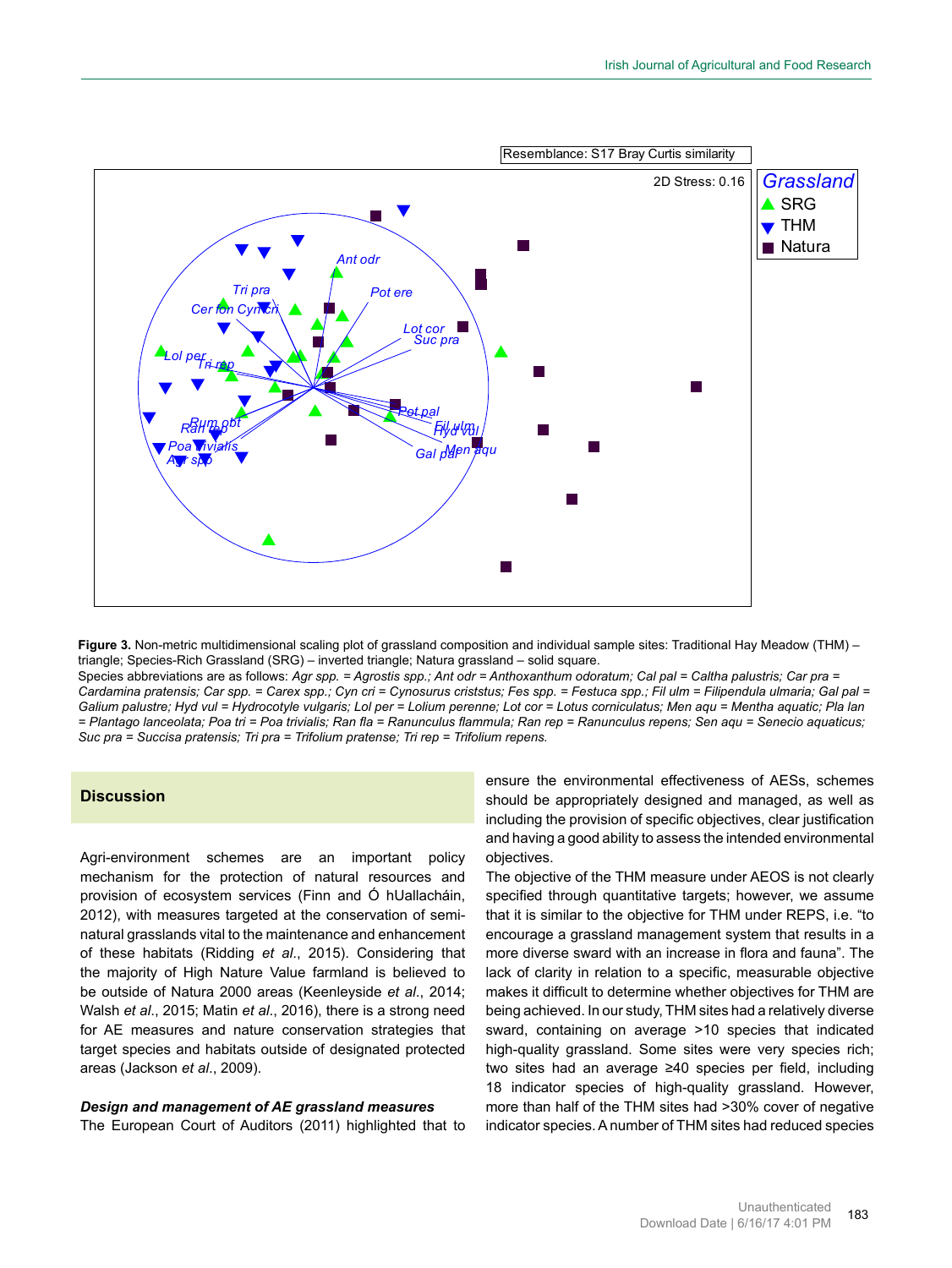**Figure 3.** Non-metric multidimensional scaling plot of grassland composition and individual sample sites: Traditional Hay Meadow (THM) – triangle; Species-Rich Grassland (SRG) – inverted triangle; Natura grassland – solid square.

Species abbreviations are as follows: *Agr spp. = Agrostis spp.; Ant odr = Anthoxanthum odoratum; Cal pal = Caltha palustris; Car pra = Cardamina pratensis; Car spp. = Carex spp.; Cyn cri = Cynosurus criststus; Fes spp. = Festuca spp.; Fil ulm = Filipendula ulmaria; Gal pal = Galium palustre; Hyd vul = Hydrocotyle vulgaris; Lol per = Lolium perenne; Lot cor = Lotus corniculatus; Men aqu = Mentha aquatic; Pla lan = Plantago lanceolata; Poa tri = Poa trivialis; Ran fla = Ranunculus flammula; Ran rep = Ranunculus repens; Sen aqu = Senecio aquaticus; Suc pra = Succisa pratensis; Tri pra = Trifolium pratense; Tri rep = Trifolium repens.*

## Discussion

Agri-environment schemes are an important policy mechanism for the protection of natural resources and provision of ecosystem services (Finn and Ó hUallacháin, 2012), with measures targeted at the conservation of semi-natural grasslands vital to the maintenance and enhancement of these habitats (Ridding *et al*., 2015). Considering that the majority of High Nature Value farmland is believed to be outside of Natura 2000 areas (Keenleyside *et al*., 2014; Walsh *et al*., 2015; Matin *et al*., 2016), there is a strong need for AE measures and nature conservation strategies that target species and habitats outside of designated protected areas (Jackson *et al*., 2009).

### *Design and management of AE grassland measures*

The European Court of Auditors (2011) highlighted that to ensure the environmental effectiveness of AESs, schemes should be appropriately designed and managed, as well as including the provision of specific objectives, clear justification and having a good ability to assess the intended environmental objectives.

The objective of the THM measure under AEOS is not clearly specified through quantitative targets; however, we assume that it is similar to the objective for THM under REPS, i.e. "to encourage a grassland management system that results in a more diverse sward with an increase in flora and fauna". The lack of clarity in relation to a specific, measurable objective makes it difficult to determine whether objectives for THM are being achieved. In our study, THM sites had a relatively diverse sward, containing on average >10 species that indicated high-quality grassland. Some sites were very species rich; two sites had an average ≥40 species per field, including 18 indicator species of high-quality grassland. However, more than half of the THM sites had >30% cover of negative indicator species. A number of THM sites had reduced species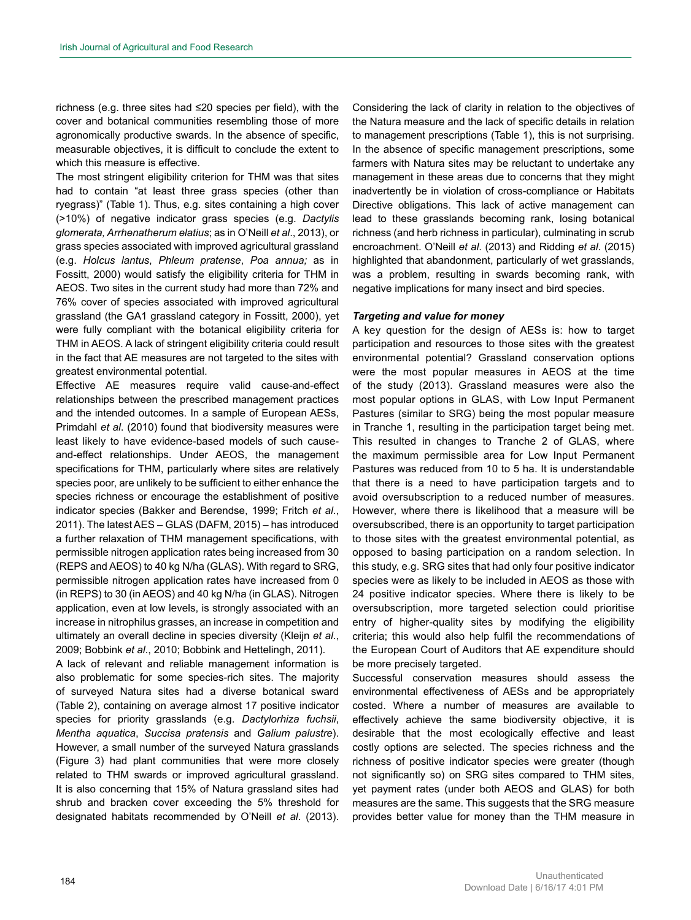richness (e.g. three sites had ≤20 species per field), with the cover and botanical communities resembling those of more agronomically productive swards. In the absence of specific, measurable objectives, it is difficult to conclude the extent to which this measure is effective.

The most stringent eligibility criterion for THM was that sites had to contain "at least three grass species (other than ryegrass)" (Table 1). Thus, e.g. sites containing a high cover (>10%) of negative indicator grass species (e.g. *Dactylis glomerata, Arrhenatherum elatius*; as in O'Neill *et al*., 2013), or grass species associated with improved agricultural grassland (e.g. *Holcus lantus*, *Phleum pratense*, *Poa annua;* as in Fossitt, 2000) would satisfy the eligibility criteria for THM in AEOS. Two sites in the current study had more than 72% and 76% cover of species associated with improved agricultural grassland (the GA1 grassland category in Fossitt, 2000), yet were fully compliant with the botanical eligibility criteria for THM in AEOS. A lack of stringent eligibility criteria could result in the fact that AE measures are not targeted to the sites with greatest environmental potential.

Effective AE measures require valid cause-and-effect relationships between the prescribed management practices and the intended outcomes. In a sample of European AESs, Primdahl *et al*. (2010) found that biodiversity measures were least likely to have evidence-based models of such cause-and-effect relationships. Under AEOS, the management specifications for THM, particularly where sites are relatively species poor, are unlikely to be sufficient to either enhance the species richness or encourage the establishment of positive indicator species (Bakker and Berendse, 1999; Fritch *et al*., 2011). The latest AES – GLAS (DAFM, 2015) – has introduced a further relaxation of THM management specifications, with permissible nitrogen application rates being increased from 30 (REPS and AEOS) to 40 kg N/ha (GLAS). With regard to SRG, permissible nitrogen application rates have increased from 0 (in REPS) to 30 (in AEOS) and 40 kg N/ha (in GLAS). Nitrogen application, even at low levels, is strongly associated with an increase in nitrophilus grasses, an increase in competition and ultimately an overall decline in species diversity (Kleijn *et al*., 2009; Bobbink *et al*., 2010; Bobbink and Hettelingh, 2011).

A lack of relevant and reliable management information is also problematic for some species-rich sites. The majority of surveyed Natura sites had a diverse botanical sward (Table 2), containing on average almost 17 positive indicator species for priority grasslands (e.g. *Dactylorhiza fuchsii*, *Mentha aquatica*, *Succisa pratensis* and *Galium palustre*). However, a small number of the surveyed Natura grasslands (Figure 3) had plant communities that were more closely related to THM swards or improved agricultural grassland. It is also concerning that 15% of Natura grassland sites had shrub and bracken cover exceeding the 5% threshold for designated habitats recommended by O'Neill *et al*. (2013). Considering the lack of clarity in relation to the objectives of the Natura measure and the lack of specific details in relation to management prescriptions (Table 1), this is not surprising. In the absence of specific management prescriptions, some farmers with Natura sites may be reluctant to undertake any management in these areas due to concerns that they might inadvertently be in violation of cross-compliance or Habitats Directive obligations. This lack of active management can lead to these grasslands becoming rank, losing botanical richness (and herb richness in particular), culminating in scrub encroachment. O'Neill *et al*. (2013) and Ridding *et al*. (2015) highlighted that abandonment, particularly of wet grasslands, was a problem, resulting in swards becoming rank, with negative implications for many insect and bird species.

***Targeting and value for money***

A key question for the design of AESs is: how to target participation and resources to those sites with the greatest environmental potential? Grassland conservation options were the most popular measures in AEOS at the time of the study (2013). Grassland measures were also the most popular options in GLAS, with Low Input Permanent Pastures (similar to SRG) being the most popular measure in Tranche 1, resulting in the participation target being met. This resulted in changes to Tranche 2 of GLAS, where the maximum permissible area for Low Input Permanent Pastures was reduced from 10 to 5 ha. It is understandable that there is a need to have participation targets and to avoid oversubscription to a reduced number of measures. However, where there is likelihood that a measure will be oversubscribed, there is an opportunity to target participation to those sites with the greatest environmental potential, as opposed to basing participation on a random selection. In this study, e.g. SRG sites that had only four positive indicator species were as likely to be included in AEOS as those with 24 positive indicator species. Where there is likely to be oversubscription, more targeted selection could prioritise entry of higher-quality sites by modifying the eligibility criteria; this would also help fulfil the recommendations of the European Court of Auditors that AE expenditure should be more precisely targeted.

Successful conservation measures should assess the environmental effectiveness of AESs and be appropriately costed. Where a number of measures are available to effectively achieve the same biodiversity objective, it is desirable that the most ecologically effective and least costly options are selected. The species richness and the richness of positive indicator species were greater (though not significantly so) on SRG sites compared to THM sites, yet payment rates (under both AEOS and GLAS) for both measures are the same. This suggests that the SRG measure provides better value for money than the THM measure in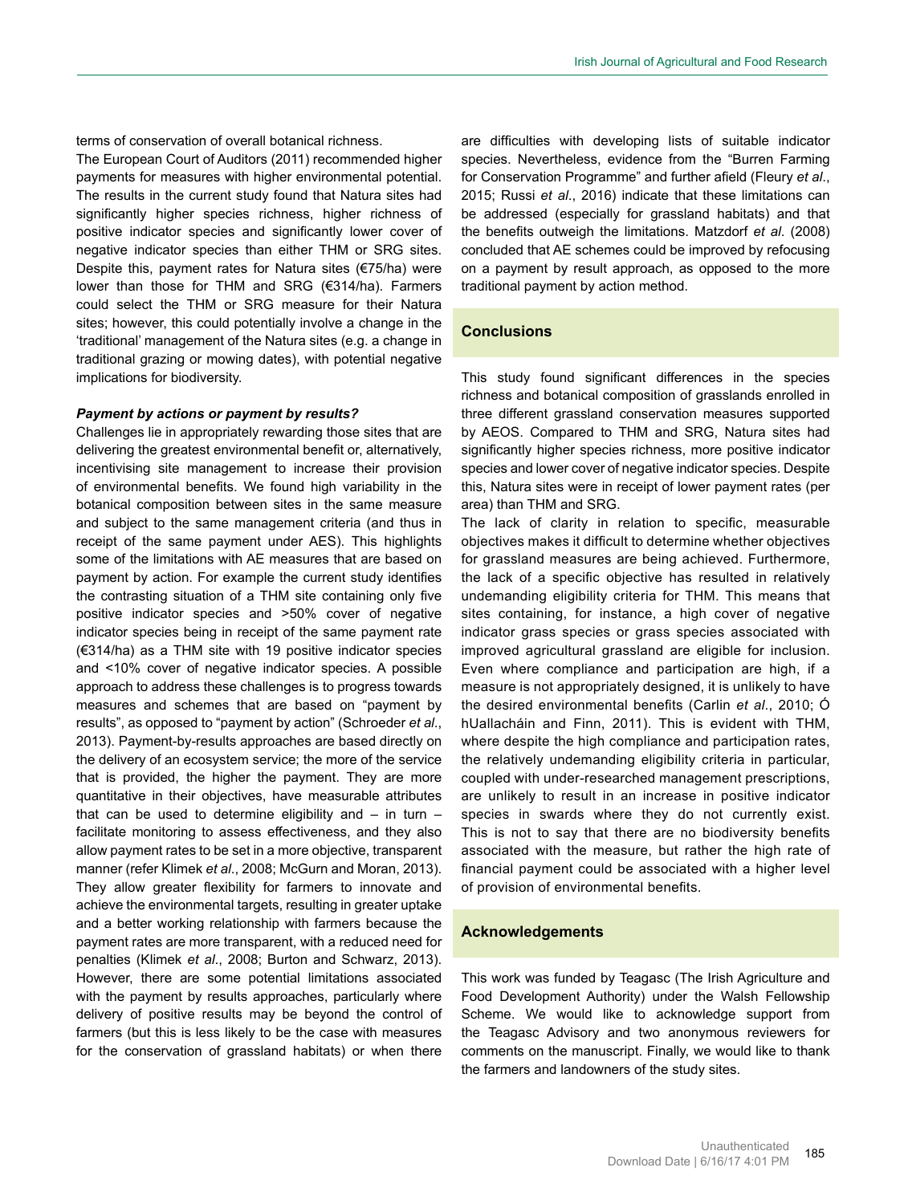terms of conservation of overall botanical richness.

The European Court of Auditors (2011) recommended higher payments for measures with higher environmental potential. The results in the current study found that Natura sites had significantly higher species richness, higher richness of positive indicator species and significantly lower cover of negative indicator species than either THM or SRG sites. Despite this, payment rates for Natura sites (€75/ha) were lower than those for THM and SRG (€314/ha). Farmers could select the THM or SRG measure for their Natura sites; however, this could potentially involve a change in the 'traditional' management of the Natura sites (e.g. a change in traditional grazing or mowing dates), with potential negative implications for biodiversity.

***Payment by actions or payment by results?***

Challenges lie in appropriately rewarding those sites that are delivering the greatest environmental benefit or, alternatively, incentivising site management to increase their provision of environmental benefits. We found high variability in the botanical composition between sites in the same measure and subject to the same management criteria (and thus in receipt of the same payment under AES). This highlights some of the limitations with AE measures that are based on payment by action. For example the current study identifies the contrasting situation of a THM site containing only five positive indicator species and >50% cover of negative indicator species being in receipt of the same payment rate (€314/ha) as a THM site with 19 positive indicator species and <10% cover of negative indicator species. A possible approach to address these challenges is to progress towards measures and schemes that are based on "payment by results", as opposed to "payment by action" (Schroeder *et al*., 2013). Payment-by-results approaches are based directly on the delivery of an ecosystem service; the more of the service that is provided, the higher the payment. They are more quantitative in their objectives, have measurable attributes that can be used to determine eligibility and – in turn – facilitate monitoring to assess effectiveness, and they also allow payment rates to be set in a more objective, transparent manner (refer Klimek *et al*., 2008; McGurn and Moran, 2013). They allow greater flexibility for farmers to innovate and achieve the environmental targets, resulting in greater uptake and a better working relationship with farmers because the payment rates are more transparent, with a reduced need for penalties (Klimek *et al*., 2008; Burton and Schwarz, 2013). However, there are some potential limitations associated with the payment by results approaches, particularly where delivery of positive results may be beyond the control of farmers (but this is less likely to be the case with measures for the conservation of grassland habitats) or when there are difficulties with developing lists of suitable indicator species. Nevertheless, evidence from the "Burren Farming for Conservation Programme" and further afield (Fleury *et al*., 2015; Russi *et al*., 2016) indicate that these limitations can be addressed (especially for grassland habitats) and that the benefits outweigh the limitations. Matzdorf *et al*. (2008) concluded that AE schemes could be improved by refocusing on a payment by result approach, as opposed to the more traditional payment by action method.

## Conclusions

This study found significant differences in the species richness and botanical composition of grasslands enrolled in three different grassland conservation measures supported by AEOS. Compared to THM and SRG, Natura sites had significantly higher species richness, more positive indicator species and lower cover of negative indicator species. Despite this, Natura sites were in receipt of lower payment rates (per area) than THM and SRG.

The lack of clarity in relation to specific, measurable objectives makes it difficult to determine whether objectives for grassland measures are being achieved. Furthermore, the lack of a specific objective has resulted in relatively undemanding eligibility criteria for THM. This means that sites containing, for instance, a high cover of negative indicator grass species or grass species associated with improved agricultural grassland are eligible for inclusion. Even where compliance and participation are high, if a measure is not appropriately designed, it is unlikely to have the desired environmental benefits (Carlin *et al*., 2010; Ó hUallacháin and Finn, 2011). This is evident with THM, where despite the high compliance and participation rates, the relatively undemanding eligibility criteria in particular, coupled with under-researched management prescriptions, are unlikely to result in an increase in positive indicator species in swards where they do not currently exist. This is not to say that there are no biodiversity benefits associated with the measure, but rather the high rate of financial payment could be associated with a higher level of provision of environmental benefits.

## Acknowledgements

This work was funded by Teagasc (The Irish Agriculture and Food Development Authority) under the Walsh Fellowship Scheme. We would like to acknowledge support from the Teagasc Advisory and two anonymous reviewers for comments on the manuscript. Finally, we would like to thank the farmers and landowners of the study sites.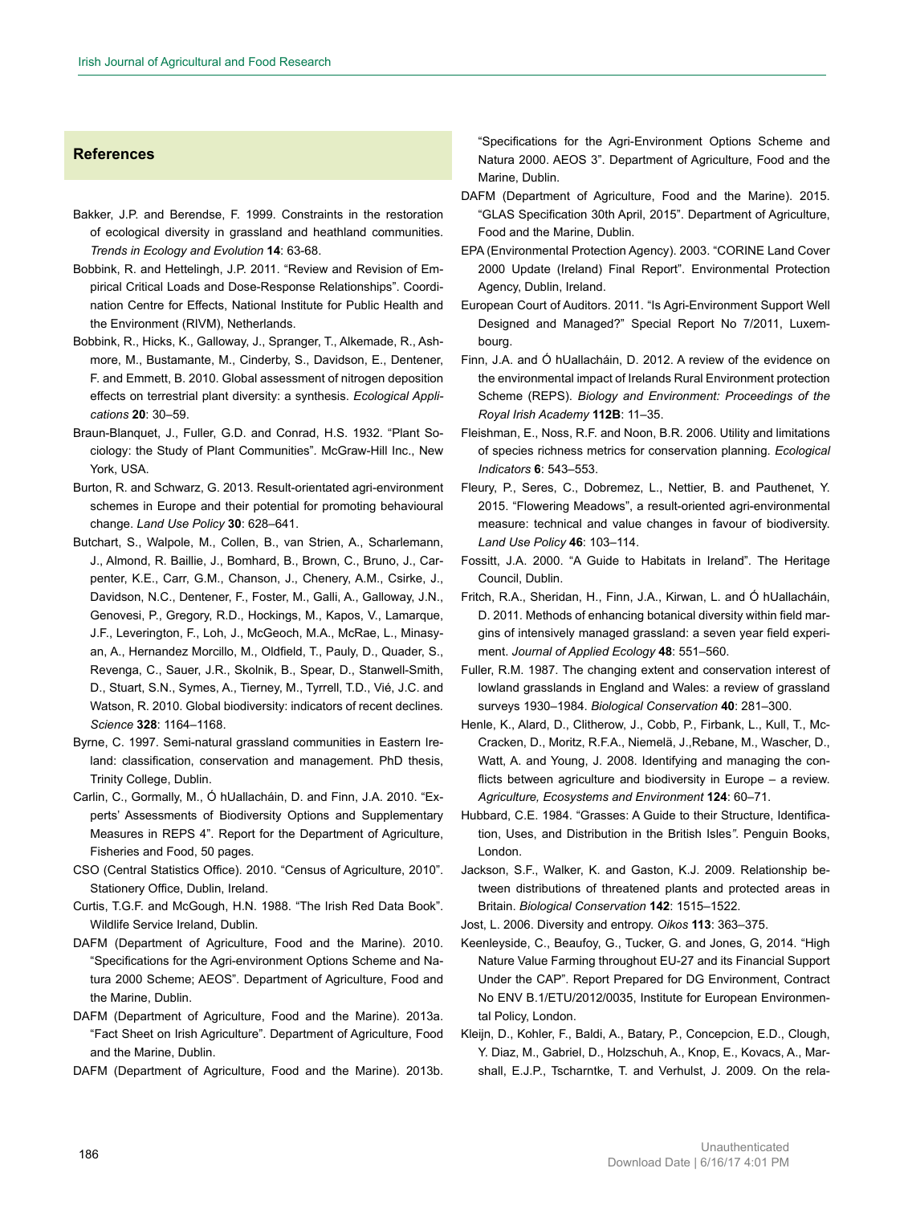## References

Bakker, J.P. and Berendse, F. 1999. Constraints in the restoration of ecological diversity in grassland and heathland communities. *Trends in Ecology and Evolution* **14**: 63-68.

Bobbink, R. and Hettelingh, J.P. 2011. "Review and Revision of Empirical Critical Loads and Dose-Response Relationships". Coordination Centre for Effects, National Institute for Public Health and the Environment (RIVM), Netherlands.

Bobbink, R., Hicks, K., Galloway, J., Spranger, T., Alkemade, R., Ashmore, M., Bustamante, M., Cinderby, S., Davidson, E., Dentener, F. and Emmett, B. 2010. Global assessment of nitrogen deposition effects on terrestrial plant diversity: a synthesis. *Ecological Applications* **20**: 30–59.

Braun-Blanquet, J., Fuller, G.D. and Conrad, H.S. 1932. "Plant Sociology: the Study of Plant Communities". McGraw-Hill Inc., New York, USA.

Burton, R. and Schwarz, G. 2013. Result-orientated agri-environment schemes in Europe and their potential for promoting behavioural change. *Land Use Policy* **30**: 628–641.

Butchart, S., Walpole, M., Collen, B., van Strien, A., Scharlemann, J., Almond, R. Baillie, J., Bomhard, B., Brown, C., Bruno, J., Carpenter, K.E., Carr, G.M., Chanson, J., Chenery, A.M., Csirke, J., Davidson, N.C., Dentener, F., Foster, M., Galli, A., Galloway, J.N., Genovesi, P., Gregory, R.D., Hockings, M., Kapos, V., Lamarque, J.F., Leverington, F., Loh, J., McGeoch, M.A., McRae, L., Minasyan, A., Hernandez Morcillo, M., Oldfield, T., Pauly, D., Quader, S., Revenga, C., Sauer, J.R., Skolnik, B., Spear, D., Stanwell-Smith, D., Stuart, S.N., Symes, A., Tierney, M., Tyrrell, T.D., Vié, J.C. and Watson, R. 2010. Global biodiversity: indicators of recent declines. *Science* **328**: 1164–1168.

Byrne, C. 1997. Semi-natural grassland communities in Eastern Ireland: classification, conservation and management. PhD thesis, Trinity College, Dublin.

Carlin, C., Gormally, M., Ó hUallacháin, D. and Finn, J.A. 2010. "Experts' Assessments of Biodiversity Options and Supplementary Measures in REPS 4". Report for the Department of Agriculture, Fisheries and Food, 50 pages.

CSO (Central Statistics Office). 2010. "Census of Agriculture, 2010". Stationery Office, Dublin, Ireland.

Curtis, T.G.F. and McGough, H.N. 1988. "The Irish Red Data Book". Wildlife Service Ireland, Dublin.

DAFM (Department of Agriculture, Food and the Marine). 2010. "Specifications for the Agri-environment Options Scheme and Natura 2000 Scheme; AEOS". Department of Agriculture, Food and the Marine, Dublin.

DAFM (Department of Agriculture, Food and the Marine). 2013a. "Fact Sheet on Irish Agriculture". Department of Agriculture, Food and the Marine, Dublin.

DAFM (Department of Agriculture, Food and the Marine). 2013b. "Specifications for the Agri-Environment Options Scheme and Natura 2000. AEOS 3". Department of Agriculture, Food and the Marine, Dublin.

DAFM (Department of Agriculture, Food and the Marine). 2015. "GLAS Specification 30th April, 2015". Department of Agriculture, Food and the Marine, Dublin.

EPA (Environmental Protection Agency). 2003. "CORINE Land Cover 2000 Update (Ireland) Final Report". Environmental Protection Agency, Dublin, Ireland.

European Court of Auditors. 2011. "Is Agri-Environment Support Well Designed and Managed?" Special Report No 7/2011, Luxembourg.

Finn, J.A. and Ó hUallacháin, D. 2012. A review of the evidence on the environmental impact of Irelands Rural Environment protection Scheme (REPS). *Biology and Environment: Proceedings of the Royal Irish Academy* **112B**: 11–35.

Fleishman, E., Noss, R.F. and Noon, B.R. 2006. Utility and limitations of species richness metrics for conservation planning. *Ecological Indicators* **6**: 543–553.

Fleury, P., Seres, C., Dobremez, L., Nettier, B. and Pauthenet, Y. 2015. "Flowering Meadows", a result-oriented agri-environmental measure: technical and value changes in favour of biodiversity. *Land Use Policy* **46**: 103–114.

Fossitt, J.A. 2000. "A Guide to Habitats in Ireland". The Heritage Council, Dublin.

Fritch, R.A., Sheridan, H., Finn, J.A., Kirwan, L. and Ó hUallacháin, D. 2011. Methods of enhancing botanical diversity within field margins of intensively managed grassland: a seven year field experiment. *Journal of Applied Ecology* **48**: 551–560.

Fuller, R.M. 1987. The changing extent and conservation interest of lowland grasslands in England and Wales: a review of grassland surveys 1930–1984. *Biological Conservation* **40**: 281–300.

Henle, K., Alard, D., Clitherow, J., Cobb, P., Firbank, L., Kull, T., McCracken, D., Moritz, R.F.A., Niemelä, J.,Rebane, M., Wascher, D., Watt, A. and Young, J. 2008. Identifying and managing the conflicts between agriculture and biodiversity in Europe – a review. *Agriculture, Ecosystems and Environment* **124**: 60–71.

Hubbard, C.E. 1984. "Grasses: A Guide to their Structure, Identification, Uses, and Distribution in the British Isles". Penguin Books, London.

Jackson, S.F., Walker, K. and Gaston, K.J. 2009. Relationship between distributions of threatened plants and protected areas in Britain. *Biological Conservation* **142**: 1515–1522.

Jost, L. 2006. Diversity and entropy. *Oikos* **113**: 363–375.

Keenleyside, C., Beaufoy, G., Tucker, G. and Jones, G, 2014. "High Nature Value Farming throughout EU-27 and its Financial Support Under the CAP". Report Prepared for DG Environment, Contract No ENV B.1/ETU/2012/0035, Institute for European Environmental Policy, London.

Kleijn, D., Kohler, F., Baldi, A., Batary, P., Concepcion, E.D., Clough, Y. Diaz, M., Gabriel, D., Holzschuh, A., Knop, E., Kovacs, A., Marshall, E.J.P., Tscharntke, T. and Verhulst, J. 2009. On the rela-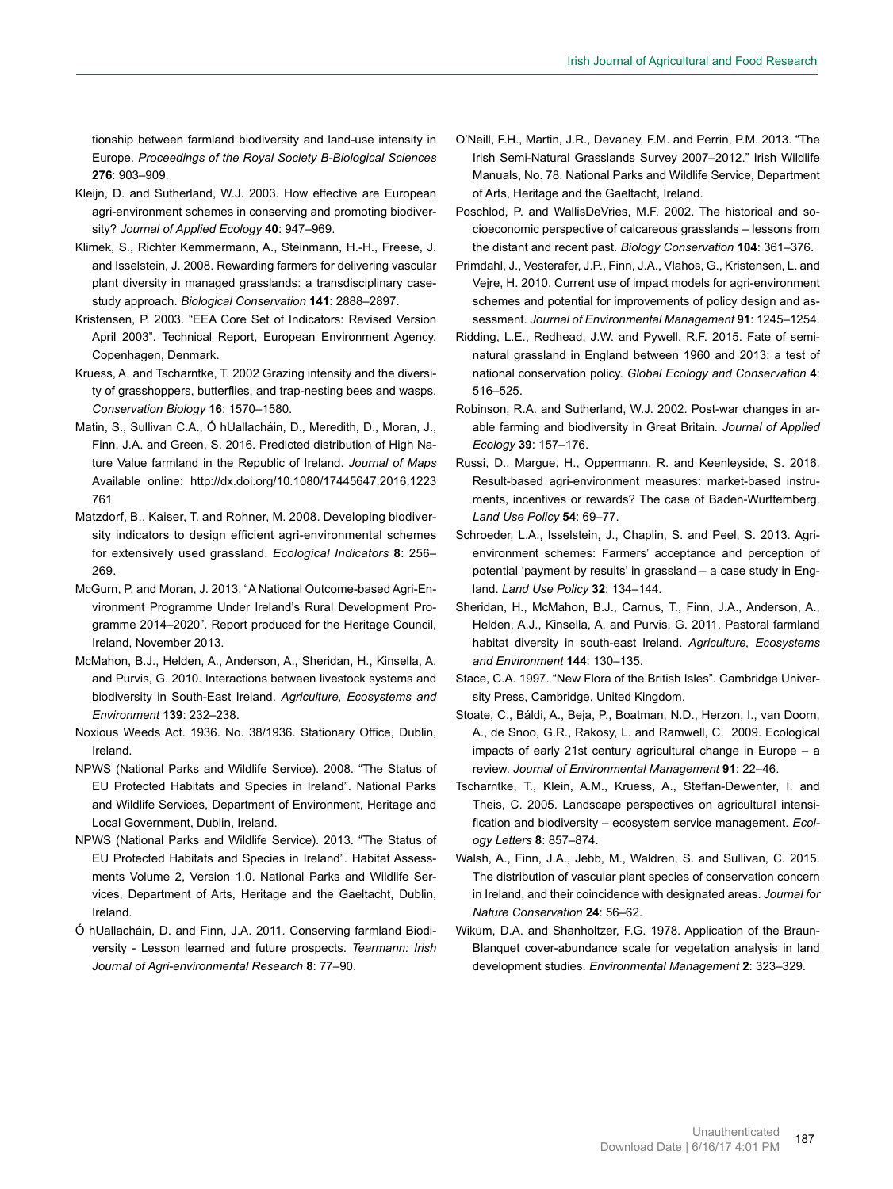tionship between farmland biodiversity and land-use intensity in Europe. *Proceedings of the Royal Society B-Biological Sciences* **276**: 903–909.

Kleijn, D. and Sutherland, W.J. 2003. How effective are European agri-environment schemes in conserving and promoting biodiversity? *Journal of Applied Ecology* **40**: 947–969.

Klimek, S., Richter Kemmermann, A., Steinmann, H.-H., Freese, J. and Isselstein, J. 2008. Rewarding farmers for delivering vascular plant diversity in managed grasslands: a transdisciplinary case-study approach. *Biological Conservation* **141**: 2888–2897.

Kristensen, P. 2003. "EEA Core Set of Indicators: Revised Version April 2003". Technical Report, European Environment Agency, Copenhagen, Denmark.

Kruess, A. and Tscharntke, T. 2002 Grazing intensity and the diversity of grasshoppers, butterflies, and trap-nesting bees and wasps. *Conservation Biology* **16**: 1570–1580.

Matin, S., Sullivan C.A., Ó hUallacháin, D., Meredith, D., Moran, J., Finn, J.A. and Green, S. 2016. Predicted distribution of High Nature Value farmland in the Republic of Ireland. *Journal of Maps* Available online: http://dx.doi.org/10.1080/17445647.2016.1223761

Matzdorf, B., Kaiser, T. and Rohner, M. 2008. Developing biodiversity indicators to design efficient agri-environmental schemes for extensively used grassland. *Ecological Indicators* **8**: 256–269.

McGurn, P. and Moran, J. 2013. "A National Outcome-based Agri-Environment Programme Under Ireland's Rural Development Programme 2014–2020". Report produced for the Heritage Council, Ireland, November 2013.

McMahon, B.J., Helden, A., Anderson, A., Sheridan, H., Kinsella, A. and Purvis, G. 2010. Interactions between livestock systems and biodiversity in South-East Ireland. *Agriculture, Ecosystems and Environment* **139**: 232–238.

Noxious Weeds Act. 1936. No. 38/1936. Stationary Office, Dublin, Ireland.

NPWS (National Parks and Wildlife Service). 2008. "The Status of EU Protected Habitats and Species in Ireland". National Parks and Wildlife Services, Department of Environment, Heritage and Local Government, Dublin, Ireland.

NPWS (National Parks and Wildlife Service). 2013. "The Status of EU Protected Habitats and Species in Ireland". Habitat Assessments Volume 2, Version 1.0. National Parks and Wildlife Services, Department of Arts, Heritage and the Gaeltacht, Dublin, Ireland.

Ó hUallacháin, D. and Finn, J.A. 2011. Conserving farmland Biodiversity - Lesson learned and future prospects. *Tearmann: Irish Journal of Agri-environmental Research* **8**: 77–90.

O'Neill, F.H., Martin, J.R., Devaney, F.M. and Perrin, P.M. 2013. "The Irish Semi-Natural Grasslands Survey 2007–2012." Irish Wildlife Manuals, No. 78. National Parks and Wildlife Service, Department of Arts, Heritage and the Gaeltacht, Ireland.

Poschlod, P. and WallisDeVries, M.F. 2002. The historical and socioeconomic perspective of calcareous grasslands – lessons from the distant and recent past. *Biology Conservation* **104**: 361–376.

Primdahl, J., Vesterafer, J.P., Finn, J.A., Vlahos, G., Kristensen, L. and Vejre, H. 2010. Current use of impact models for agri-environment schemes and potential for improvements of policy design and assessment. *Journal of Environmental Management* **91**: 1245–1254.

Ridding, L.E., Redhead, J.W. and Pywell, R.F. 2015. Fate of semi-natural grassland in England between 1960 and 2013: a test of national conservation policy. *Global Ecology and Conservation* **4**: 516–525.

Robinson, R.A. and Sutherland, W.J. 2002. Post-war changes in arable farming and biodiversity in Great Britain. *Journal of Applied Ecology* **39**: 157–176.

Russi, D., Margue, H., Oppermann, R. and Keenleyside, S. 2016. Result-based agri-environment measures: market-based instruments, incentives or rewards? The case of Baden-Wurttemberg. *Land Use Policy* **54**: 69–77.

Schroeder, L.A., Isselstein, J., Chaplin, S. and Peel, S. 2013. Agri-environment schemes: Farmers' acceptance and perception of potential 'payment by results' in grassland – a case study in England. *Land Use Policy* **32**: 134–144.

Sheridan, H., McMahon, B.J., Carnus, T., Finn, J.A., Anderson, A., Helden, A.J., Kinsella, A. and Purvis, G. 2011. Pastoral farmland habitat diversity in south-east Ireland. *Agriculture, Ecosystems and Environment* **144**: 130–135.

Stace, C.A. 1997. "New Flora of the British Isles". Cambridge University Press, Cambridge, United Kingdom.

Stoate, C., Báldi, A., Beja, P., Boatman, N.D., Herzon, I., van Doorn, A., de Snoo, G.R., Rakosy, L. and Ramwell, C. 2009. Ecological impacts of early 21st century agricultural change in Europe – a review. *Journal of Environmental Management* **91**: 22–46.

Tscharntke, T., Klein, A.M., Kruess, A., Steffan-Dewenter, I. and Theis, C. 2005. Landscape perspectives on agricultural intensification and biodiversity – ecosystem service management. *Ecology Letters* **8**: 857–874.

Walsh, A., Finn, J.A., Jebb, M., Waldren, S. and Sullivan, C. 2015. The distribution of vascular plant species of conservation concern in Ireland, and their coincidence with designated areas. *Journal for Nature Conservation* **24**: 56–62.

Wikum, D.A. and Shanholtzer, F.G. 1978. Application of the Braun-Blanquet cover-abundance scale for vegetation analysis in land development studies. *Environmental Management* **2**: 323–329.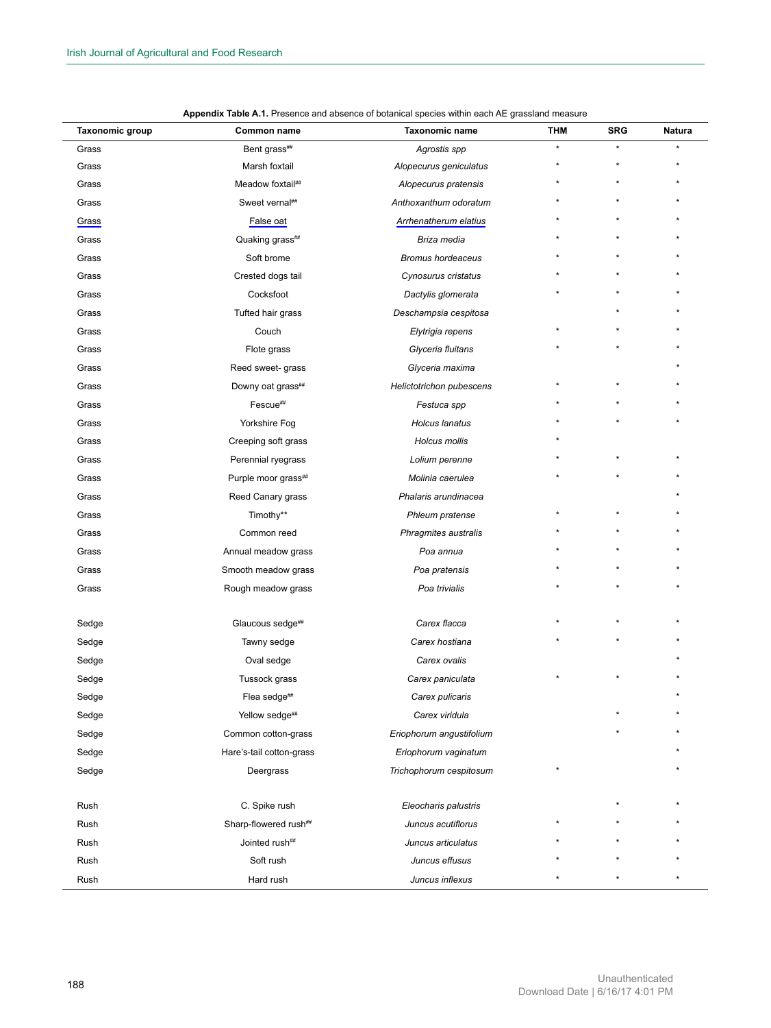**Appendix Table A.1.** Presence and absence of botanical species within each AE grassland measure

| Taxonomic group | Common name | Taxonomic name | THM | SRG | Natura |
|---|---|---|---|---|---|
| Grass | Bent grass[##] | *Agrostis spp* | * | * | * |
| Grass | Marsh foxtail | *Alopecurus geniculatus* | * | * | * |
| Grass | Meadow foxtail[##] | *Alopecurus pratensis* | * | * | * |
| Grass | Sweet vernal[##] | *Anthoxanthum odoratum* | * | * | * |
| Grass | False oat | *Arrhenatherum elatius* | * | * | * |
| Grass | Quaking grass[##] | *Briza media* | * | * | * |
| Grass | Soft brome | *Bromus hordeaceus* | * | * | * |
| Grass | Crested dogs tail | *Cynosurus cristatus* | * | * | * |
| Grass | Cocksfoot | *Dactylis glomerata* | * | * | * |
| Grass | Tufted hair grass | *Deschampsia cespitosa* | | * | * |
| Grass | Couch | *Elytrigia repens* | * | * | * |
| Grass | Flote grass | *Glyceria fluitans* | * | * | * |
| Grass | Reed sweet- grass | *Glyceria maxima* | | | * |
| Grass | Downy oat grass[##] | *Helictotrichon pubescens* | * | * | * |
| Grass | Fescue[##] | *Festuca spp* | * | * | * |
| Grass | Yorkshire Fog | *Holcus lanatus* | * | * | * |
| Grass | Creeping soft grass | *Holcus mollis* | * | | |
| Grass | Perennial ryegrass | *Lolium perenne* | * | * | * |
| Grass | Purple moor grass[##] | *Molinia caerulea* | * | * | * |
| Grass | Reed Canary grass | *Phalaris arundinacea* | | | * |
| Grass | Timothy** | *Phleum pratense* | * | * | * |
| Grass | Common reed | *Phragmites australis* | * | * | * |
| Grass | Annual meadow grass | *Poa annua* | * | * | * |
| Grass | Smooth meadow grass | *Poa pratensis* | * | * | * |
| Grass | Rough meadow grass | *Poa trivialis* | * | * | * |
| Sedge | Glaucous sedge[##] | *Carex flacca* | * | * | * |
| Sedge | Tawny sedge | *Carex hostiana* | * | * | * |
| Sedge | Oval sedge | *Carex ovalis* | | | * |
| Sedge | Tussock grass | *Carex paniculata* | * | * | * |
| Sedge | Flea sedge[##] | *Carex pulicaris* | | | * |
| Sedge | Yellow sedge[##] | *Carex viridula* | | * | * |
| Sedge | Common cotton-grass | *Eriophorum angustifolium* | | * | * |
| Sedge | Hare's-tail cotton-grass | *Eriophorum vaginatum* | | | * |
| Sedge | Deergrass | *Trichophorum cespitosum* | * | | * |
| Rush | C. Spike rush | *Eleocharis palustris* | | * | * |
| Rush | Sharp-flowered rush[##] | *Juncus acutiflorus* | * | * | * |
| Rush | Jointed rush[##] | *Juncus articulatus* | * | * | * |
| Rush | Soft rush | *Juncus effusus* | * | * | * |
| Rush | Hard rush | *Juncus inflexus* | * | * | * |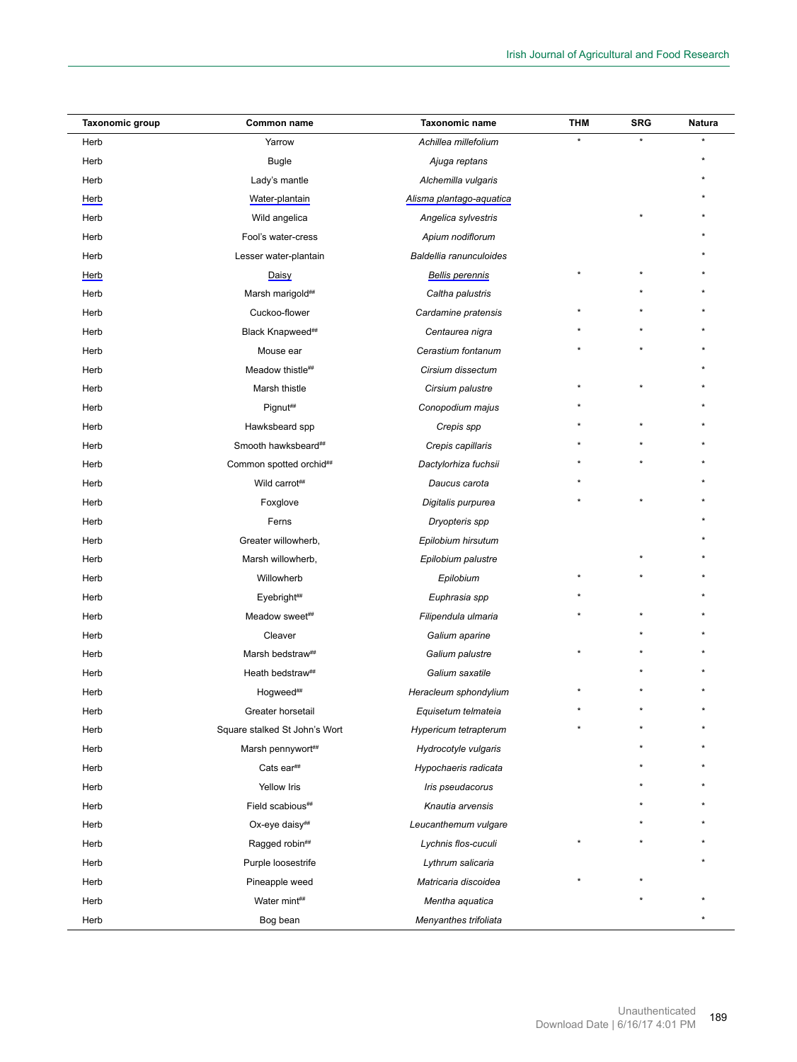| Taxonomic group | Common name | Taxonomic name | THM | SRG | Natura |
|---|---|---|---|---|---|
| Herb | Yarrow | *Achillea millefolium* | * | * | * |
| Herb | Bugle | *Ajuga reptans* | | | * |
| Herb | Lady's mantle | *Alchemilla vulgaris* | | | * |
| Herb | Water-plantain | *Alisma plantago-aquatica* | | | * |
| Herb | Wild angelica | *Angelica sylvestris* | | * | * |
| Herb | Fool's water-cress | *Apium nodiflorum* | | | * |
| Herb | Lesser water-plantain | *Baldellia ranunculoides* | | | * |
| Herb | Daisy | *Bellis perennis* | * | * | * |
| Herb | Marsh marigold## | *Caltha palustris* | | * | * |
| Herb | Cuckoo-flower | *Cardamine pratensis* | * | * | * |
| Herb | Black Knapweed## | *Centaurea nigra* | * | * | * |
| Herb | Mouse ear | *Cerastium fontanum* | * | * | * |
| Herb | Meadow thistle## | *Cirsium dissectum* | | | * |
| Herb | Marsh thistle | *Cirsium palustre* | * | * | * |
| Herb | Pignut## | *Conopodium majus* | * | | * |
| Herb | Hawksbeard spp | *Crepis spp* | * | * | * |
| Herb | Smooth hawksbeard## | *Crepis capillaris* | * | * | * |
| Herb | Common spotted orchid## | *Dactylorhiza fuchsii* | * | * | * |
| Herb | Wild carrot## | *Daucus carota* | * | | * |
| Herb | Foxglove | *Digitalis purpurea* | * | * | * |
| Herb | Ferns | *Dryopteris spp* | | | * |
| Herb | Greater willowherb, | *Epilobium hirsutum* | | | * |
| Herb | Marsh willowherb, | *Epilobium palustre* | | * | * |
| Herb | Willowherb | *Epilobium* | * | * | * |
| Herb | Eyebright## | *Euphrasia spp* | * | | * |
| Herb | Meadow sweet## | *Filipendula ulmaria* | * | * | * |
| Herb | Cleaver | *Galium aparine* | | * | * |
| Herb | Marsh bedstraw## | *Galium palustre* | * | * | * |
| Herb | Heath bedstraw## | *Galium saxatile* | | * | * |
| Herb | Hogweed## | *Heracleum sphondylium* | * | * | * |
| Herb | Greater horsetail | *Equisetum telmateia* | * | * | * |
| Herb | Square stalked St John's Wort | *Hypericum tetrapterum* | * | * | * |
| Herb | Marsh pennywort## | *Hydrocotyle vulgaris* | | * | * |
| Herb | Cats ear## | *Hypochaeris radicata* | | * | * |
| Herb | Yellow Iris | *Iris pseudacorus* | | * | * |
| Herb | Field scabious## | *Knautia arvensis* | | * | * |
| Herb | Ox-eye daisy## | *Leucanthemum vulgare* | | * | * |
| Herb | Ragged robin## | *Lychnis flos-cuculi* | * | * | * |
| Herb | Purple loosestrife | *Lythrum salicaria* | | | * |
| Herb | Pineapple weed | *Matricaria discoidea* | * | * | |
| Herb | Water mint## | *Mentha aquatica* | | * | * |
| Herb | Bog bean | *Menyanthes trifoliata* | | | * |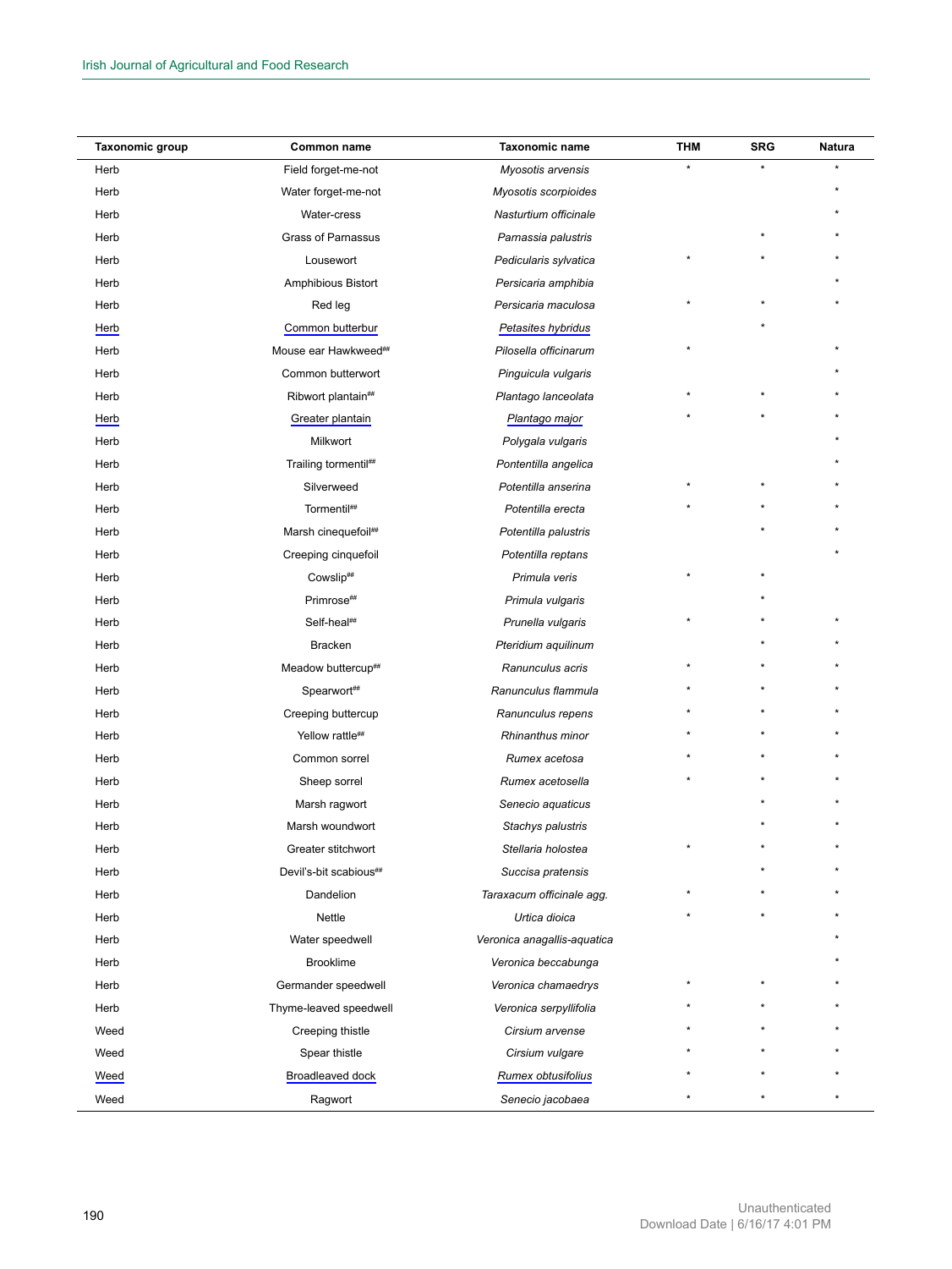| Taxonomic group | Common name | Taxonomic name | THM | SRG | Natura |
|---|---|---|---|---|---|
| Herb | Field forget-me-not | *Myosotis arvensis* | * | * | * |
| Herb | Water forget-me-not | *Myosotis scorpioides* | | | * |
| Herb | Water-cress | *Nasturtium officinale* | | | * |
| Herb | Grass of Parnassus | *Parnassia palustris* | | * | * |
| Herb | Lousewort | *Pedicularis sylvatica* | * | * | * |
| Herb | Amphibious Bistort | *Persicaria amphibia* | | | * |
| Herb | Red leg | *Persicaria maculosa* | * | * | * |
| Herb | Common butterbur | *Petasites hybridus* | | * | |
| Herb | Mouse ear Hawkweed## | *Pilosella officinarum* | * | | * |
| Herb | Common butterwort | *Pinguicula vulgaris* | | | * |
| Herb | Ribwort plantain## | *Plantago lanceolata* | * | * | * |
| Herb | Greater plantain | *Plantago major* | * | * | * |
| Herb | Milkwort | *Polygala vulgaris* | | | * |
| Herb | Trailing tormentil## | *Pontentilla angelica* | | | * |
| Herb | Silverweed | *Potentilla anserina* | * | * | * |
| Herb | Tormentil## | *Potentilla erecta* | * | * | * |
| Herb | Marsh cinequefoil## | *Potentilla palustris* | | * | * |
| Herb | Creeping cinquefoil | *Potentilla reptans* | | | * |
| Herb | Cowslip## | *Primula veris* | * | * | |
| Herb | Primrose## | *Primula vulgaris* | | * | |
| Herb | Self-heal## | *Prunella vulgaris* | * | * | * |
| Herb | Bracken | *Pteridium aquilinum* | | * | * |
| Herb | Meadow buttercup## | *Ranunculus acris* | * | * | * |
| Herb | Spearwort## | *Ranunculus flammula* | * | * | * |
| Herb | Creeping buttercup | *Ranunculus repens* | * | * | * |
| Herb | Yellow rattle## | *Rhinanthus minor* | * | * | * |
| Herb | Common sorrel | *Rumex acetosa* | * | * | * |
| Herb | Sheep sorrel | *Rumex acetosella* | * | * | * |
| Herb | Marsh ragwort | *Senecio aquaticus* | | * | * |
| Herb | Marsh woundwort | *Stachys palustris* | | * | * |
| Herb | Greater stitchwort | *Stellaria holostea* | * | * | * |
| Herb | Devil's-bit scabious## | *Succisa pratensis* | | * | * |
| Herb | Dandelion | *Taraxacum officinale agg.* | * | * | * |
| Herb | Nettle | *Urtica dioica* | * | * | * |
| Herb | Water speedwell | *Veronica anagallis-aquatica* | | | * |
| Herb | Brooklime | *Veronica beccabunga* | | | * |
| Herb | Germander speedwell | *Veronica chamaedrys* | * | * | * |
| Herb | Thyme-leaved speedwell | *Veronica serpyllifolia* | * | * | * |
| Weed | Creeping thistle | *Cirsium arvense* | * | * | * |
| Weed | Spear thistle | *Cirsium vulgare* | * | * | * |
| Weed | Broadleaved dock | *Rumex obtusifolius* | * | * | * |
| Weed | Ragwort | *Senecio jacobaea* | * | * | * |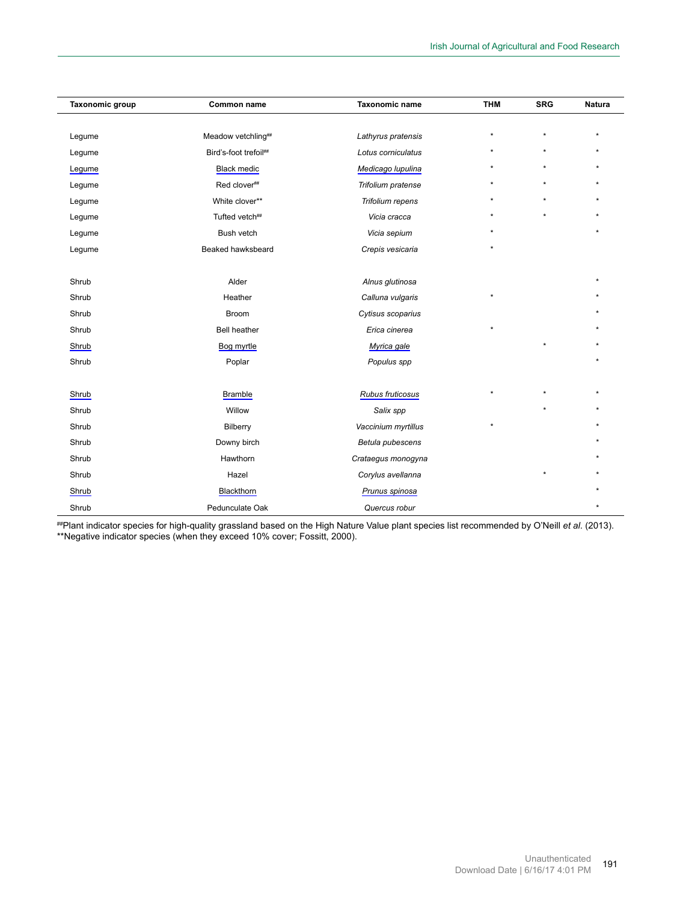| Taxonomic group | Common name | Taxonomic name | THM | SRG | Natura |
|---|---|---|---|---|---|
| Legume | Meadow vetchling## | *Lathyrus pratensis* | * | * | * |
| Legume | Bird's-foot trefoil## | *Lotus corniculatus* | * | * | * |
| Legume | Black medic | *Medicago lupulina* | * | * | * |
| Legume | Red clover## | *Trifolium pratense* | * | * | * |
| Legume | White clover** | *Trifolium repens* | * | * | * |
| Legume | Tufted vetch## | *Vicia cracca* | * | * | * |
| Legume | Bush vetch | *Vicia sepium* | * | | * |
| Legume | Beaked hawksbeard | *Crepis vesicaria* | * | | |
| Shrub | Alder | *Alnus glutinosa* | | | * |
| Shrub | Heather | *Calluna vulgaris* | * | | * |
| Shrub | Broom | *Cytisus scoparius* | | | * |
| Shrub | Bell heather | *Erica cinerea* | * | | * |
| Shrub | Bog myrtle | *Myrica gale* | | * | * |
| Shrub | Poplar | *Populus spp* | | | * |
| Shrub | Bramble | *Rubus fruticosus* | * | * | * |
| Shrub | Willow | *Salix spp* | | * | * |
| Shrub | Bilberry | *Vaccinium myrtillus* | * | | * |
| Shrub | Downy birch | *Betula pubescens* | | | * |
| Shrub | Hawthorn | *Crataegus monogyna* | | | * |
| Shrub | Hazel | *Corylus avellanna* | | * | * |
| Shrub | Blackthorn | *Prunus spinosa* | | | * |
| Shrub | Pedunculate Oak | *Quercus robur* | | | * |

##Plant indicator species for high-quality grassland based on the High Nature Value plant species list recommended by O'Neill *et al*. (2013).
**Negative indicator species (when they exceed 10% cover; Fossitt, 2000).